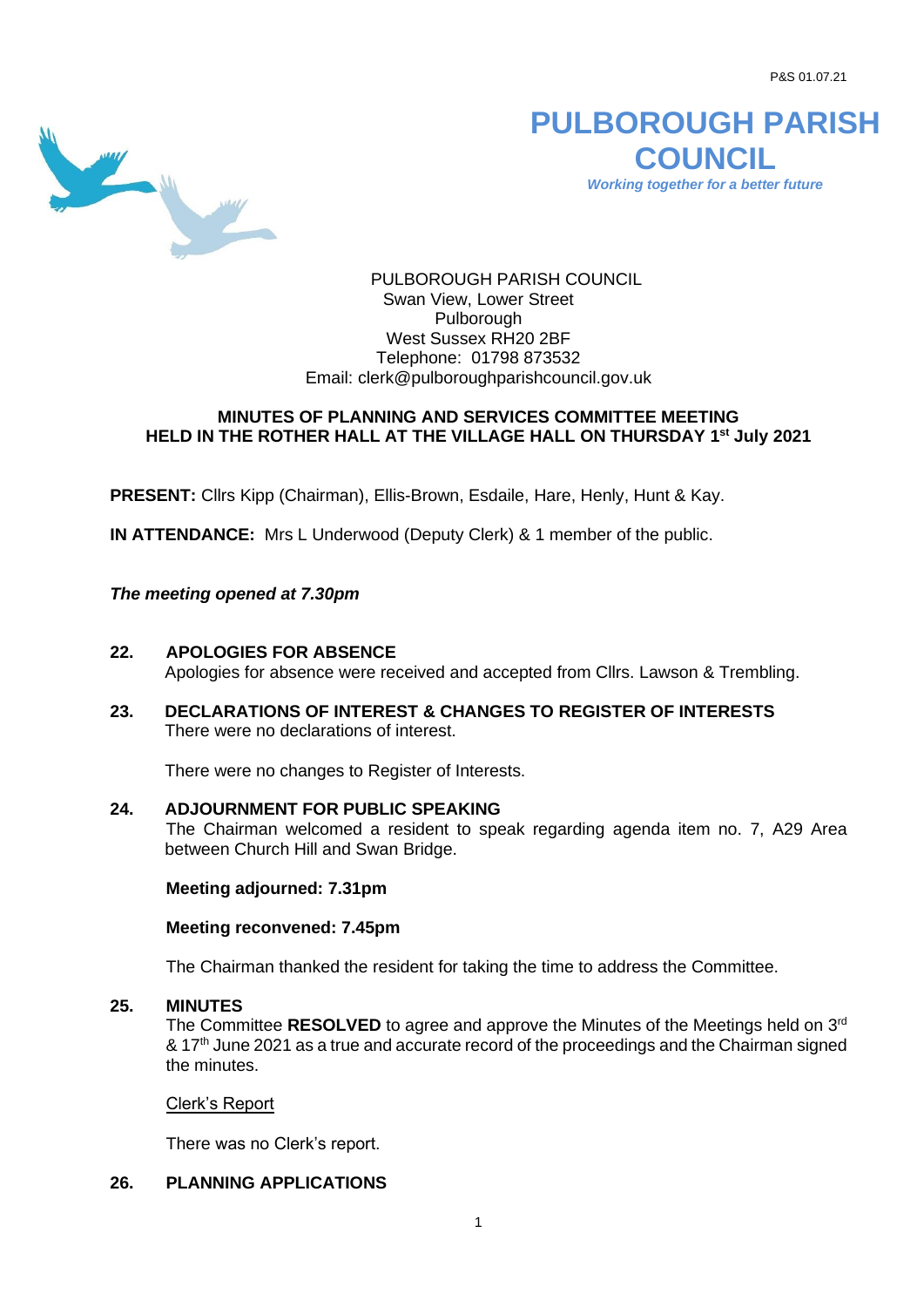P&S 01.07.21

# PULBOROUGH PARISH COUNCIL

*Working together for a better future*

PULBOROUGH PARISH COUNCIL
Swan View, Lower Street
Pulborough
West Sussex RH20 2BF
Telephone: 01798 873532
Email: clerk@pulboroughparishcouncil.gov.uk

## MINUTES OF PLANNING AND SERVICES COMMITTEE MEETING HELD IN THE ROTHER HALL AT THE VILLAGE HALL ON THURSDAY 1st July 2021

**PRESENT:** Cllrs Kipp (Chairman), Ellis-Brown, Esdaile, Hare, Henly, Hunt & Kay.

**IN ATTENDANCE:** Mrs L Underwood (Deputy Clerk) & 1 member of the public.

*The meeting opened at 7.30pm*

**22. APOLOGIES FOR ABSENCE**

Apologies for absence were received and accepted from Cllrs. Lawson & Trembling.

**23. DECLARATIONS OF INTEREST & CHANGES TO REGISTER OF INTERESTS**

There were no declarations of interest.

There were no changes to Register of Interests.

**24. ADJOURNMENT FOR PUBLIC SPEAKING**

The Chairman welcomed a resident to speak regarding agenda item no. 7, A29 Area between Church Hill and Swan Bridge.

**Meeting adjourned: 7.31pm**

**Meeting reconvened: 7.45pm**

The Chairman thanked the resident for taking the time to address the Committee.

**25. MINUTES**

The Committee **RESOLVED** to agree and approve the Minutes of the Meetings held on 3rd & 17th June 2021 as a true and accurate record of the proceedings and the Chairman signed the minutes.

Clerk's Report

There was no Clerk's report.

**26. PLANNING APPLICATIONS**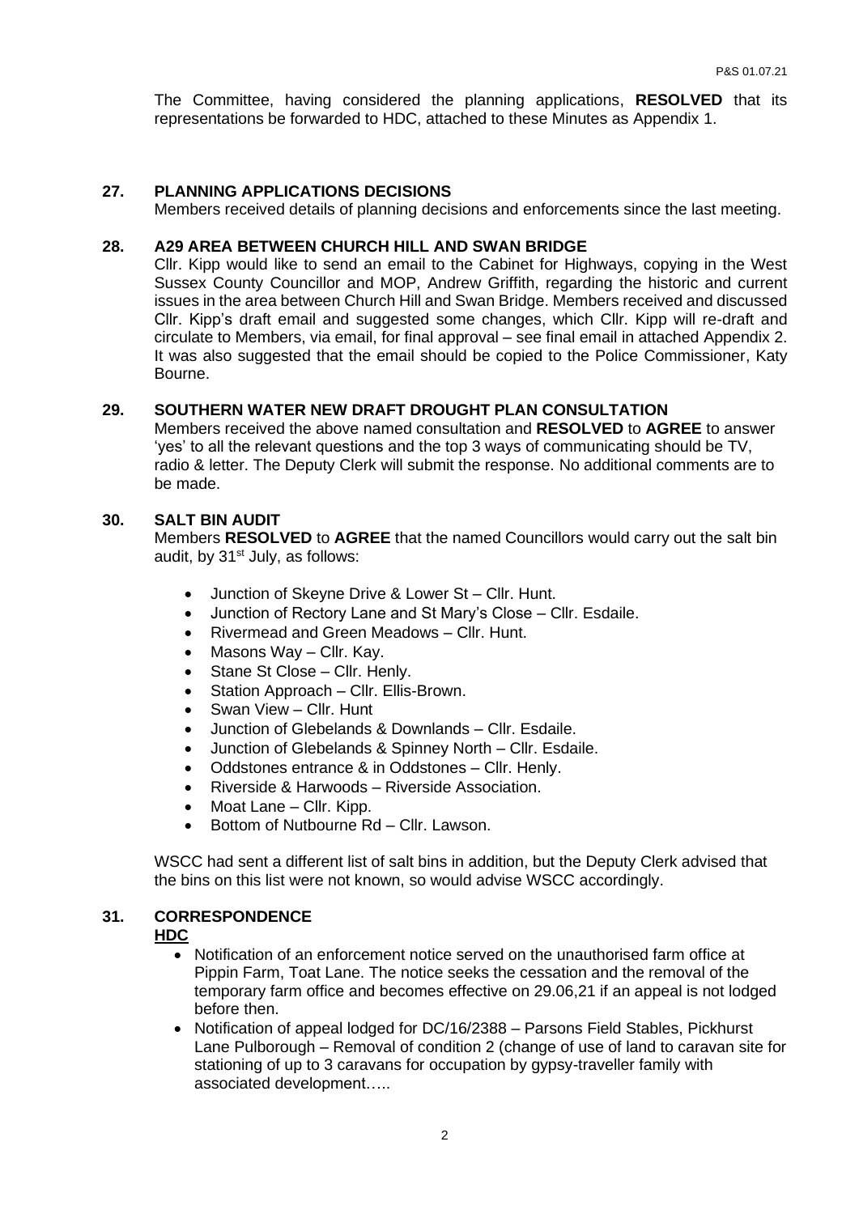The Committee, having considered the planning applications, **RESOLVED** that its representations be forwarded to HDC, attached to these Minutes as Appendix 1.

## 27. PLANNING APPLICATIONS DECISIONS

Members received details of planning decisions and enforcements since the last meeting.

## 28. A29 AREA BETWEEN CHURCH HILL AND SWAN BRIDGE

Cllr. Kipp would like to send an email to the Cabinet for Highways, copying in the West Sussex County Councillor and MOP, Andrew Griffith, regarding the historic and current issues in the area between Church Hill and Swan Bridge. Members received and discussed Cllr. Kipp's draft email and suggested some changes, which Cllr. Kipp will re-draft and circulate to Members, via email, for final approval – see final email in attached Appendix 2. It was also suggested that the email should be copied to the Police Commissioner, Katy Bourne.

## 29. SOUTHERN WATER NEW DRAFT DROUGHT PLAN CONSULTATION

Members received the above named consultation and **RESOLVED** to **AGREE** to answer 'yes' to all the relevant questions and the top 3 ways of communicating should be TV, radio & letter. The Deputy Clerk will submit the response. No additional comments are to be made.

## 30. SALT BIN AUDIT

Members **RESOLVED** to **AGREE** that the named Councillors would carry out the salt bin audit, by 31st July, as follows:

- Junction of Skeyne Drive & Lower St – Cllr. Hunt.
- Junction of Rectory Lane and St Mary's Close – Cllr. Esdaile.
- Rivermead and Green Meadows – Cllr. Hunt.
- Masons Way – Cllr. Kay.
- Stane St Close – Cllr. Henly.
- Station Approach – Cllr. Ellis-Brown.
- Swan View – Cllr. Hunt
- Junction of Glebelands & Downlands – Cllr. Esdaile.
- Junction of Glebelands & Spinney North – Cllr. Esdaile.
- Oddstones entrance & in Oddstones – Cllr. Henly.
- Riverside & Harwoods – Riverside Association.
- Moat Lane – Cllr. Kipp.
- Bottom of Nutbourne Rd – Cllr. Lawson.

WSCC had sent a different list of salt bins in addition, but the Deputy Clerk advised that the bins on this list were not known, so would advise WSCC accordingly.

## 31. CORRESPONDENCE

**HDC**

- Notification of an enforcement notice served on the unauthorised farm office at Pippin Farm, Toat Lane. The notice seeks the cessation and the removal of the temporary farm office and becomes effective on 29.06,21 if an appeal is not lodged before then.
- Notification of appeal lodged for DC/16/2388 – Parsons Field Stables, Pickhurst Lane Pulborough – Removal of condition 2 (change of use of land to caravan site for stationing of up to 3 caravans for occupation by gypsy-traveller family with associated development…..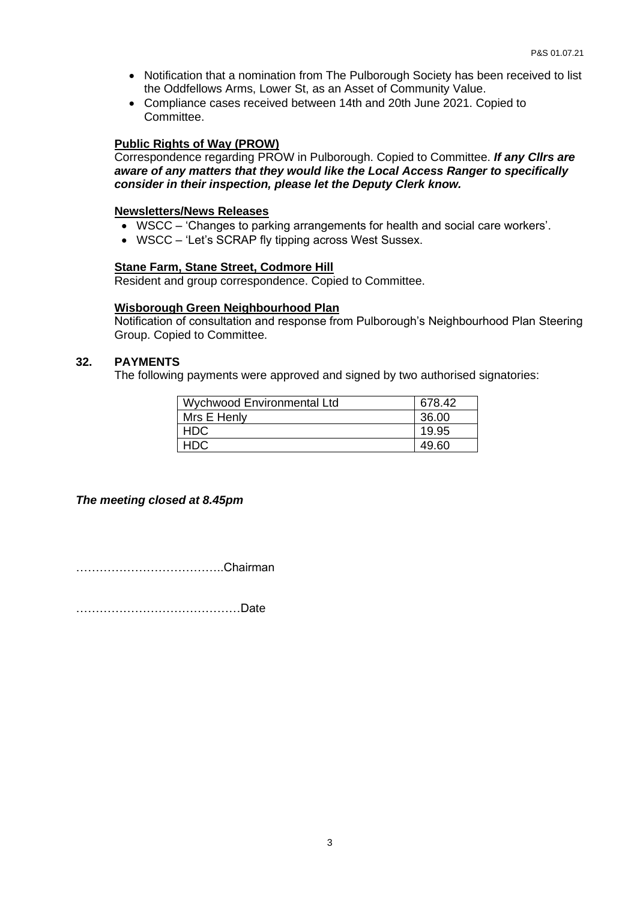- Notification that a nomination from The Pulborough Society has been received to list the Oddfellows Arms, Lower St, as an Asset of Community Value.
- Compliance cases received between 14th and 20th June 2021. Copied to Committee.

**Public Rights of Way (PROW)**

Correspondence regarding PROW in Pulborough. Copied to Committee. ***If any Cllrs are aware of any matters that they would like the Local Access Ranger to specifically consider in their inspection, please let the Deputy Clerk know.***

**Newsletters/News Releases**

- WSCC – 'Changes to parking arrangements for health and social care workers'.
- WSCC – 'Let's SCRAP fly tipping across West Sussex.

**Stane Farm, Stane Street, Codmore Hill**

Resident and group correspondence. Copied to Committee.

**Wisborough Green Neighbourhood Plan**

Notification of consultation and response from Pulborough's Neighbourhood Plan Steering Group. Copied to Committee.

## 32. PAYMENTS

The following payments were approved and signed by two authorised signatories:

| Wychwood Environmental Ltd | 678.42 |
|---|---|
| Mrs E Henly | 36.00 |
| HDC | 19.95 |
| HDC | 49.60 |

***The meeting closed at 8.45pm***

……………………………….Chairman

……………………………………Date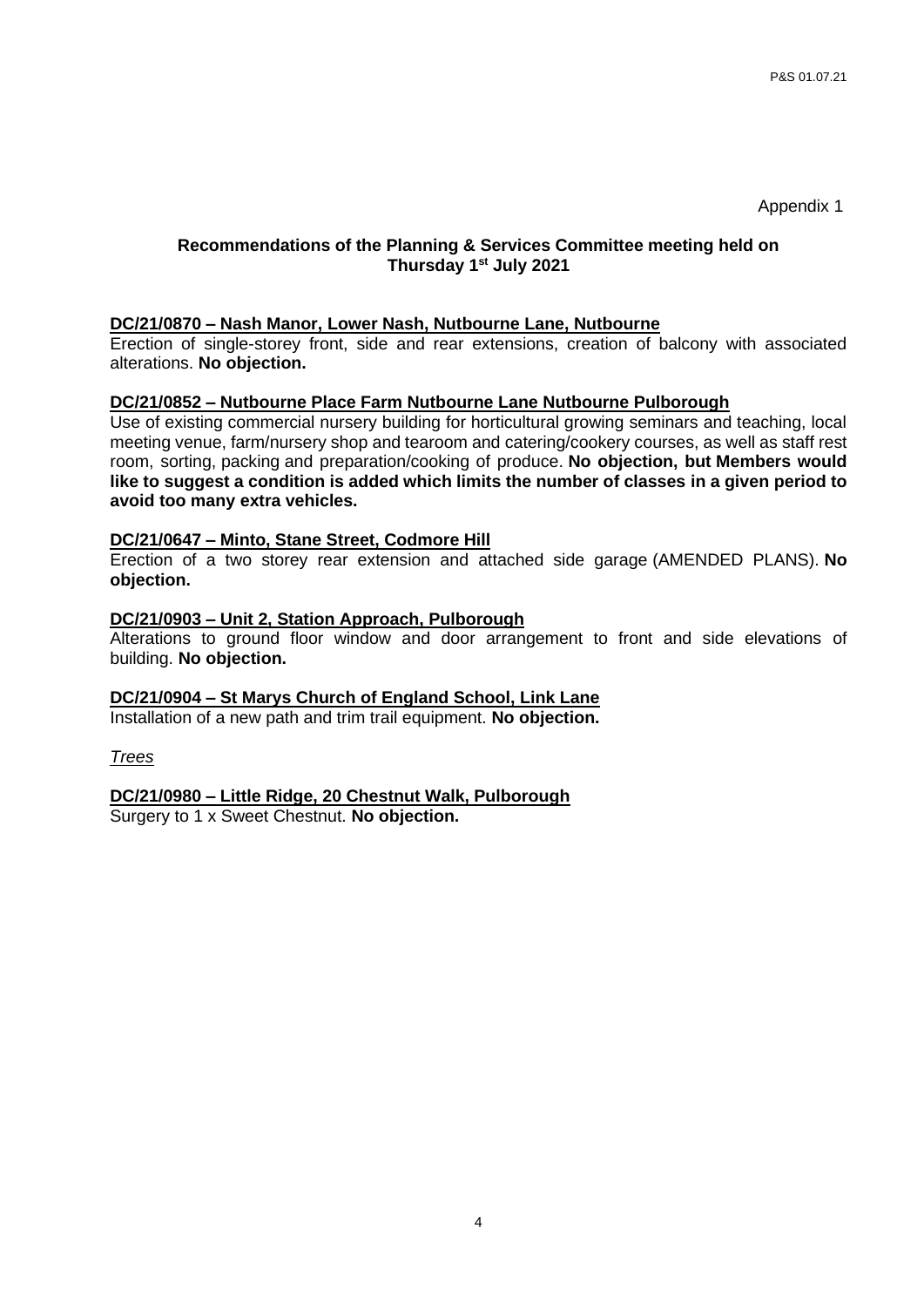Appendix 1

**Recommendations of the Planning & Services Committee meeting held on Thursday 1st July 2021**

**DC/21/0870 – Nash Manor, Lower Nash, Nutbourne Lane, Nutbourne**

Erection of single-storey front, side and rear extensions, creation of balcony with associated alterations. **No objection.**

**DC/21/0852 – Nutbourne Place Farm Nutbourne Lane Nutbourne Pulborough**

Use of existing commercial nursery building for horticultural growing seminars and teaching, local meeting venue, farm/nursery shop and tearoom and catering/cookery courses, as well as staff rest room, sorting, packing and preparation/cooking of produce. **No objection, but Members would like to suggest a condition is added which limits the number of classes in a given period to avoid too many extra vehicles.**

**DC/21/0647 – Minto, Stane Street, Codmore Hill**

Erection of a two storey rear extension and attached side garage (AMENDED PLANS). **No objection.**

**DC/21/0903 – Unit 2, Station Approach, Pulborough**

Alterations to ground floor window and door arrangement to front and side elevations of building. **No objection.**

**DC/21/0904 – St Marys Church of England School, Link Lane**

Installation of a new path and trim trail equipment. **No objection.**

*Trees*

**DC/21/0980 – Little Ridge, 20 Chestnut Walk, Pulborough**

Surgery to 1 x Sweet Chestnut. **No objection.**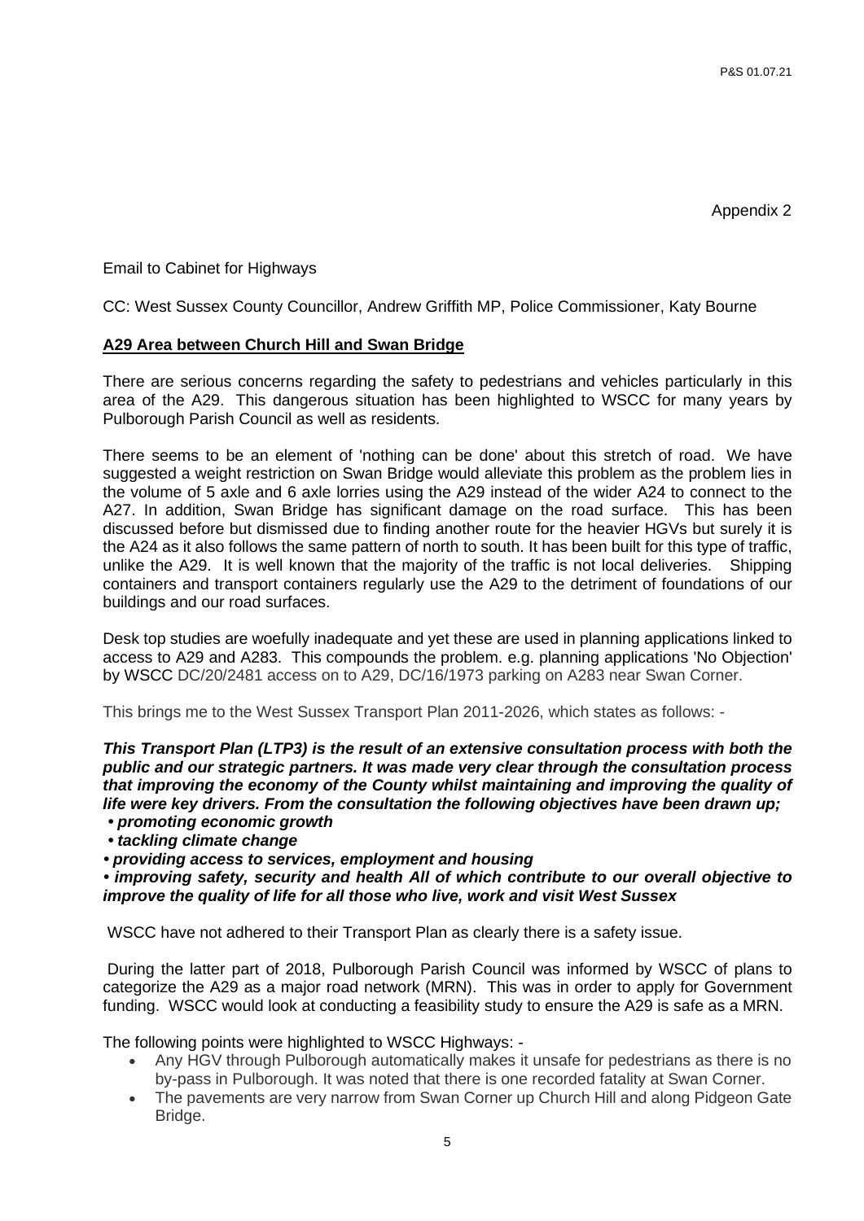Appendix 2

Email to Cabinet for Highways

CC: West Sussex County Councillor, Andrew Griffith MP, Police Commissioner, Katy Bourne

**A29 Area between Church Hill and Swan Bridge**

There are serious concerns regarding the safety to pedestrians and vehicles particularly in this area of the A29. This dangerous situation has been highlighted to WSCC for many years by Pulborough Parish Council as well as residents.

There seems to be an element of 'nothing can be done' about this stretch of road. We have suggested a weight restriction on Swan Bridge would alleviate this problem as the problem lies in the volume of 5 axle and 6 axle lorries using the A29 instead of the wider A24 to connect to the A27. In addition, Swan Bridge has significant damage on the road surface. This has been discussed before but dismissed due to finding another route for the heavier HGVs but surely it is the A24 as it also follows the same pattern of north to south. It has been built for this type of traffic, unlike the A29. It is well known that the majority of the traffic is not local deliveries. Shipping containers and transport containers regularly use the A29 to the detriment of foundations of our buildings and our road surfaces.

Desk top studies are woefully inadequate and yet these are used in planning applications linked to access to A29 and A283. This compounds the problem. e.g. planning applications 'No Objection' by WSCC DC/20/2481 access on to A29, DC/16/1973 parking on A283 near Swan Corner.

This brings me to the West Sussex Transport Plan 2011-2026, which states as follows: -

***This Transport Plan (LTP3) is the result of an extensive consultation process with both the public and our strategic partners. It was made very clear through the consultation process that improving the economy of the County whilst maintaining and improving the quality of life were key drivers. From the consultation the following objectives have been drawn up;***
***• promoting economic growth***
***• tackling climate change***
***• providing access to services, employment and housing***
***• improving safety, security and health All of which contribute to our overall objective to improve the quality of life for all those who live, work and visit West Sussex***

WSCC have not adhered to their Transport Plan as clearly there is a safety issue.

During the latter part of 2018, Pulborough Parish Council was informed by WSCC of plans to categorize the A29 as a major road network (MRN). This was in order to apply for Government funding. WSCC would look at conducting a feasibility study to ensure the A29 is safe as a MRN.

The following points were highlighted to WSCC Highways: -

- Any HGV through Pulborough automatically makes it unsafe for pedestrians as there is no by-pass in Pulborough. It was noted that there is one recorded fatality at Swan Corner.
- The pavements are very narrow from Swan Corner up Church Hill and along Pidgeon Gate Bridge.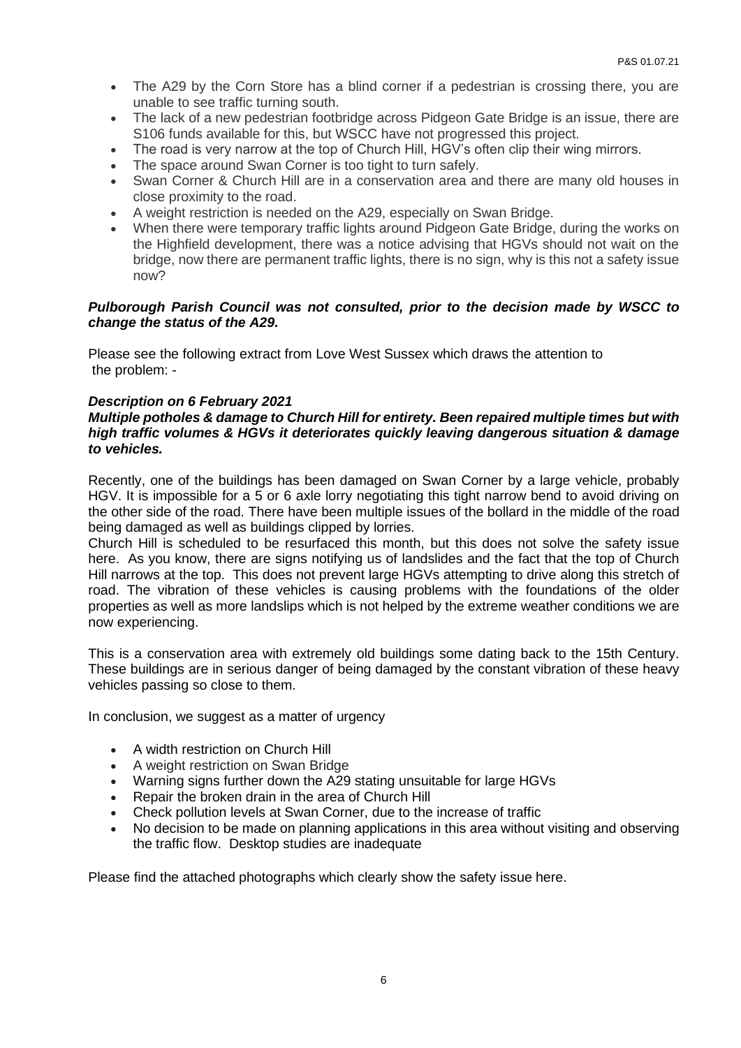- The A29 by the Corn Store has a blind corner if a pedestrian is crossing there, you are unable to see traffic turning south.
- The lack of a new pedestrian footbridge across Pidgeon Gate Bridge is an issue, there are S106 funds available for this, but WSCC have not progressed this project.
- The road is very narrow at the top of Church Hill, HGV's often clip their wing mirrors.
- The space around Swan Corner is too tight to turn safely.
- Swan Corner & Church Hill are in a conservation area and there are many old houses in close proximity to the road.
- A weight restriction is needed on the A29, especially on Swan Bridge.
- When there were temporary traffic lights around Pidgeon Gate Bridge, during the works on the Highfield development, there was a notice advising that HGVs should not wait on the bridge, now there are permanent traffic lights, there is no sign, why is this not a safety issue now?

***Pulborough Parish Council was not consulted, prior to the decision made by WSCC to change the status of the A29.***

Please see the following extract from Love West Sussex which draws the attention to the problem: -

***Description on 6 February 2021***
***Multiple potholes & damage to Church Hill for entirety. Been repaired multiple times but with high traffic volumes & HGVs it deteriorates quickly leaving dangerous situation & damage to vehicles.***

Recently, one of the buildings has been damaged on Swan Corner by a large vehicle, probably HGV. It is impossible for a 5 or 6 axle lorry negotiating this tight narrow bend to avoid driving on the other side of the road. There have been multiple issues of the bollard in the middle of the road being damaged as well as buildings clipped by lorries.
Church Hill is scheduled to be resurfaced this month, but this does not solve the safety issue here. As you know, there are signs notifying us of landslides and the fact that the top of Church Hill narrows at the top. This does not prevent large HGVs attempting to drive along this stretch of road. The vibration of these vehicles is causing problems with the foundations of the older properties as well as more landslips which is not helped by the extreme weather conditions we are now experiencing.

This is a conservation area with extremely old buildings some dating back to the 15th Century. These buildings are in serious danger of being damaged by the constant vibration of these heavy vehicles passing so close to them.

In conclusion, we suggest as a matter of urgency

- A width restriction on Church Hill
- A weight restriction on Swan Bridge
- Warning signs further down the A29 stating unsuitable for large HGVs
- Repair the broken drain in the area of Church Hill
- Check pollution levels at Swan Corner, due to the increase of traffic
- No decision to be made on planning applications in this area without visiting and observing the traffic flow. Desktop studies are inadequate

Please find the attached photographs which clearly show the safety issue here.